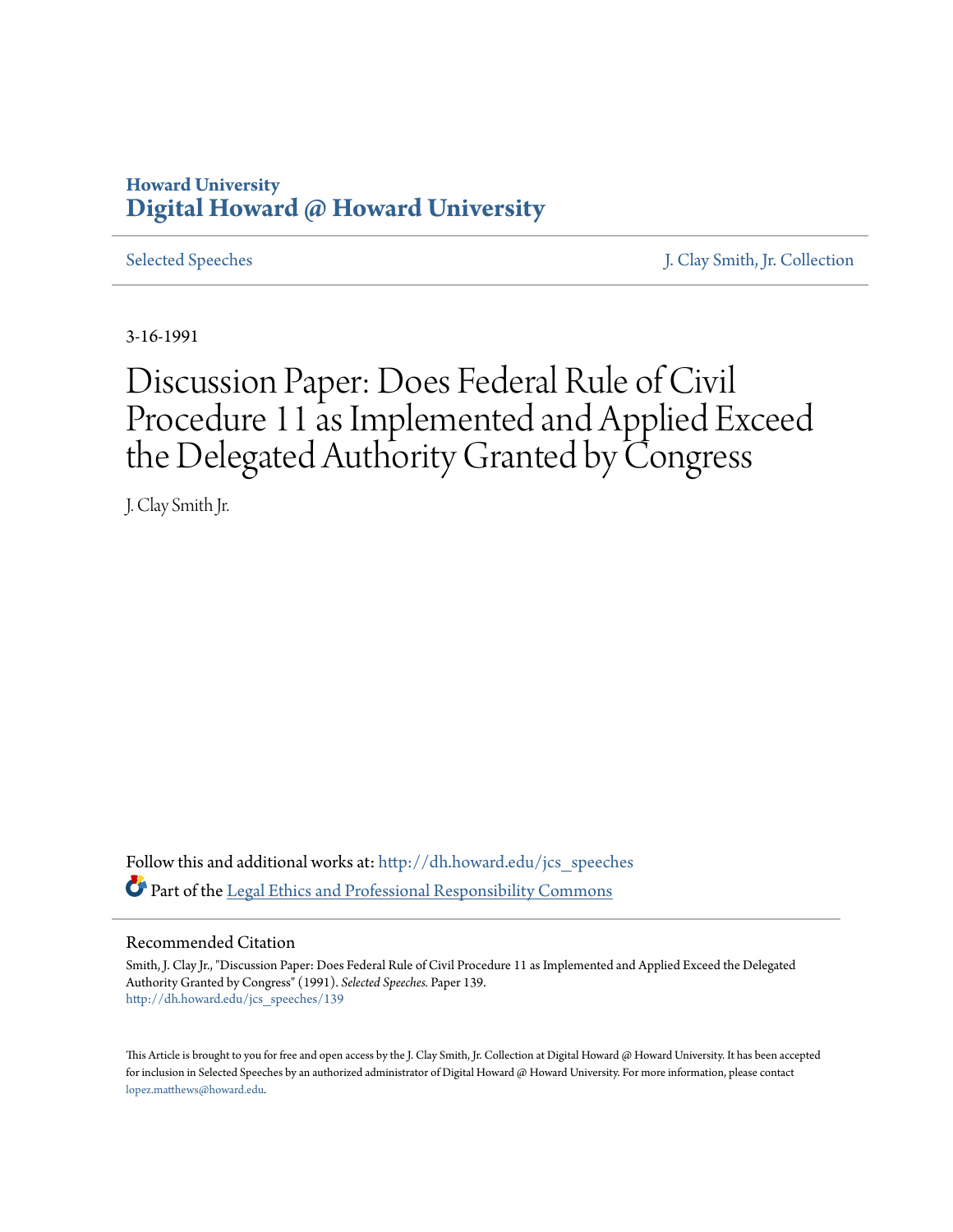Howard University
**Digital Howard @ Howard University**

Selected Speeches | J. Clay Smith, Jr. Collection

3-16-1991

# Discussion Paper: Does Federal Rule of Civil Procedure 11 as Implemented and Applied Exceed the Delegated Authority Granted by Congress

J. Clay Smith Jr.

Follow this and additional works at: http://dh.howard.edu/jcs_speeches

Part of the Legal Ethics and Professional Responsibility Commons

## Recommended Citation

Smith, J. Clay Jr., "Discussion Paper: Does Federal Rule of Civil Procedure 11 as Implemented and Applied Exceed the Delegated Authority Granted by Congress" (1991). *Selected Speeches.* Paper 139.
http://dh.howard.edu/jcs_speeches/139

This Article is brought to you for free and open access by the J. Clay Smith, Jr. Collection at Digital Howard @ Howard University. It has been accepted for inclusion in Selected Speeches by an authorized administrator of Digital Howard @ Howard University. For more information, please contact lopez.matthews@howard.edu.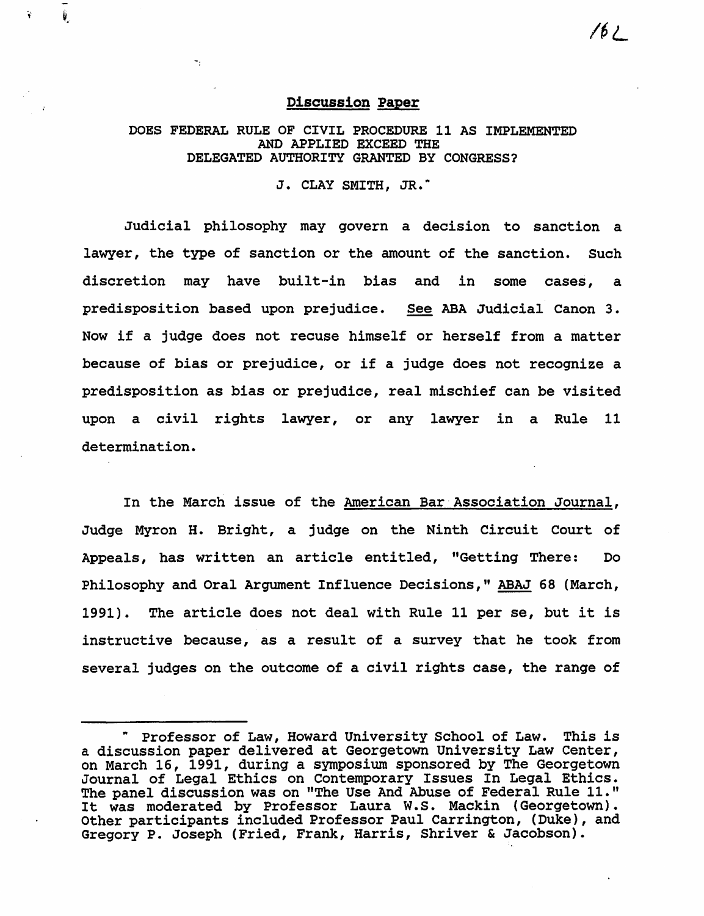**Discussion Paper**

DOES FEDERAL RULE OF CIVIL PROCEDURE 11 AS IMPLEMENTED AND APPLIED EXCEED THE DELEGATED AUTHORITY GRANTED BY CONGRESS?

J. CLAY SMITH, JR.*

Judicial philosophy may govern a decision to sanction a lawyer, the type of sanction or the amount of the sanction. Such discretion may have built-in bias and in some cases, a predisposition based upon prejudice. See ABA Judicial Canon 3. Now if a judge does not recuse himself or herself from a matter because of bias or prejudice, or if a judge does not recognize a predisposition as bias or prejudice, real mischief can be visited upon a civil rights lawyer, or any lawyer in a Rule 11 determination.

In the March issue of the American Bar Association Journal, Judge Myron H. Bright, a judge on the Ninth Circuit Court of Appeals, has written an article entitled, "Getting There: Do Philosophy and Oral Argument Influence Decisions," ABAJ 68 (March, 1991). The article does not deal with Rule 11 per se, but it is instructive because, as a result of a survey that he took from several judges on the outcome of a civil rights case, the range of

---

\* Professor of Law, Howard University School of Law. This is a discussion paper delivered at Georgetown University Law Center, on March 16, 1991, during a symposium sponsored by The Georgetown Journal of Legal Ethics on Contemporary Issues In Legal Ethics. The panel discussion was on "The Use And Abuse of Federal Rule 11." It was moderated by Professor Laura W.S. Mackin (Georgetown). Other participants included Professor Paul Carrington, (Duke), and Gregory P. Joseph (Fried, Frank, Harris, Shriver & Jacobson).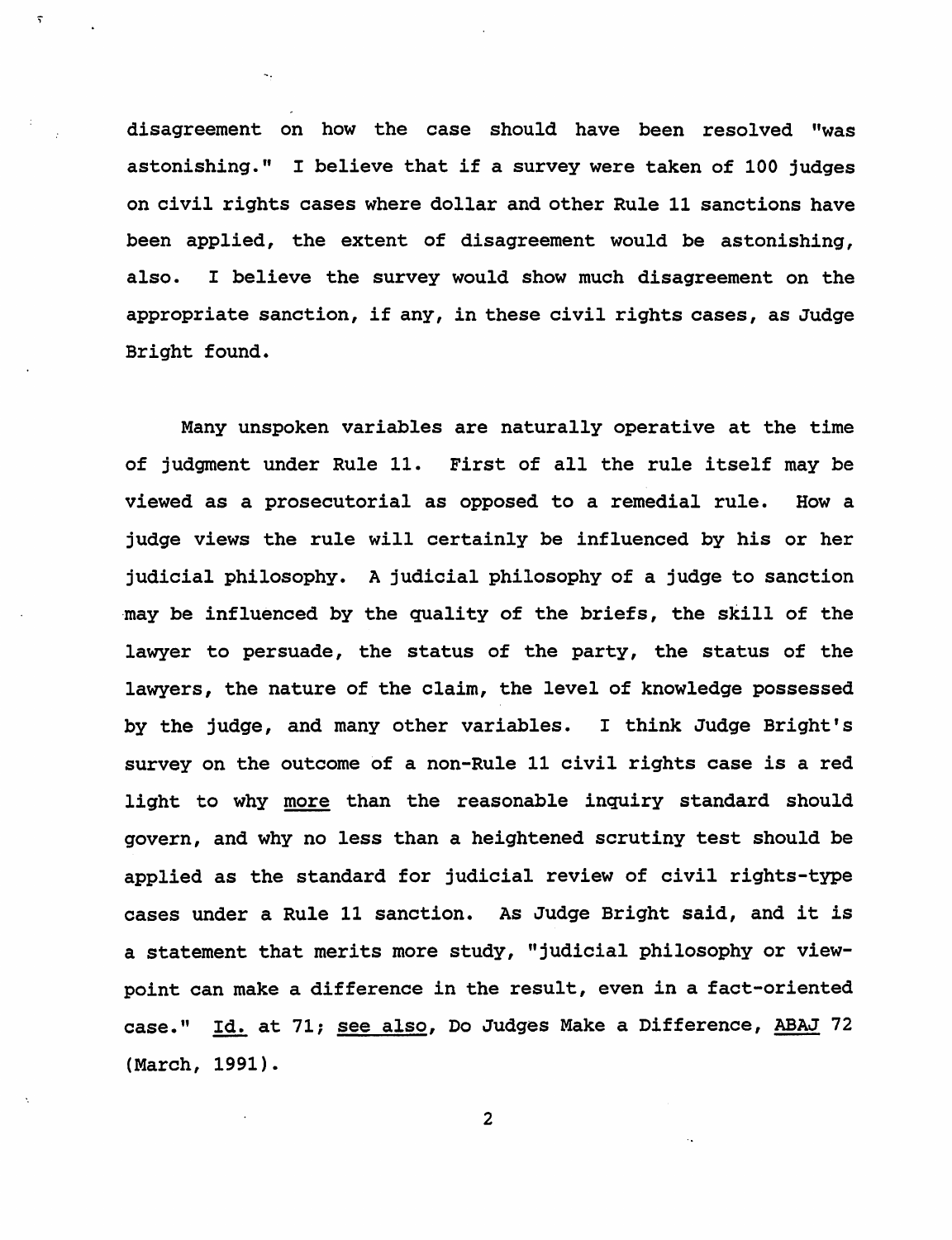disagreement on how the case should have been resolved "was astonishing." I believe that if a survey were taken of 100 judges on civil rights cases where dollar and other Rule 11 sanctions have been applied, the extent of disagreement would be astonishing, also. I believe the survey would show much disagreement on the appropriate sanction, if any, in these civil rights cases, as Judge Bright found.

Many unspoken variables are naturally operative at the time of judgment under Rule 11. First of all the rule itself may be viewed as a prosecutorial as opposed to a remedial rule. How a judge views the rule will certainly be influenced by his or her judicial philosophy. A judicial philosophy of a judge to sanction may be influenced by the quality of the briefs, the skill of the lawyer to persuade, the status of the party, the status of the lawyers, the nature of the claim, the level of knowledge possessed by the judge, and many other variables. I think Judge Bright's survey on the outcome of a non-Rule 11 civil rights case is a red light to why <u>more</u> than the reasonable inquiry standard should govern, and why no less than a heightened scrutiny test should be applied as the standard for judicial review of civil rights-type cases under a Rule 11 sanction. As Judge Bright said, and it is a statement that merits more study, "judicial philosophy or viewpoint can make a difference in the result, even in a fact-oriented case." <u>Id.</u> at 71; <u>see also</u>, Do Judges Make a Difference, <u>ABAJ</u> 72 (March, 1991).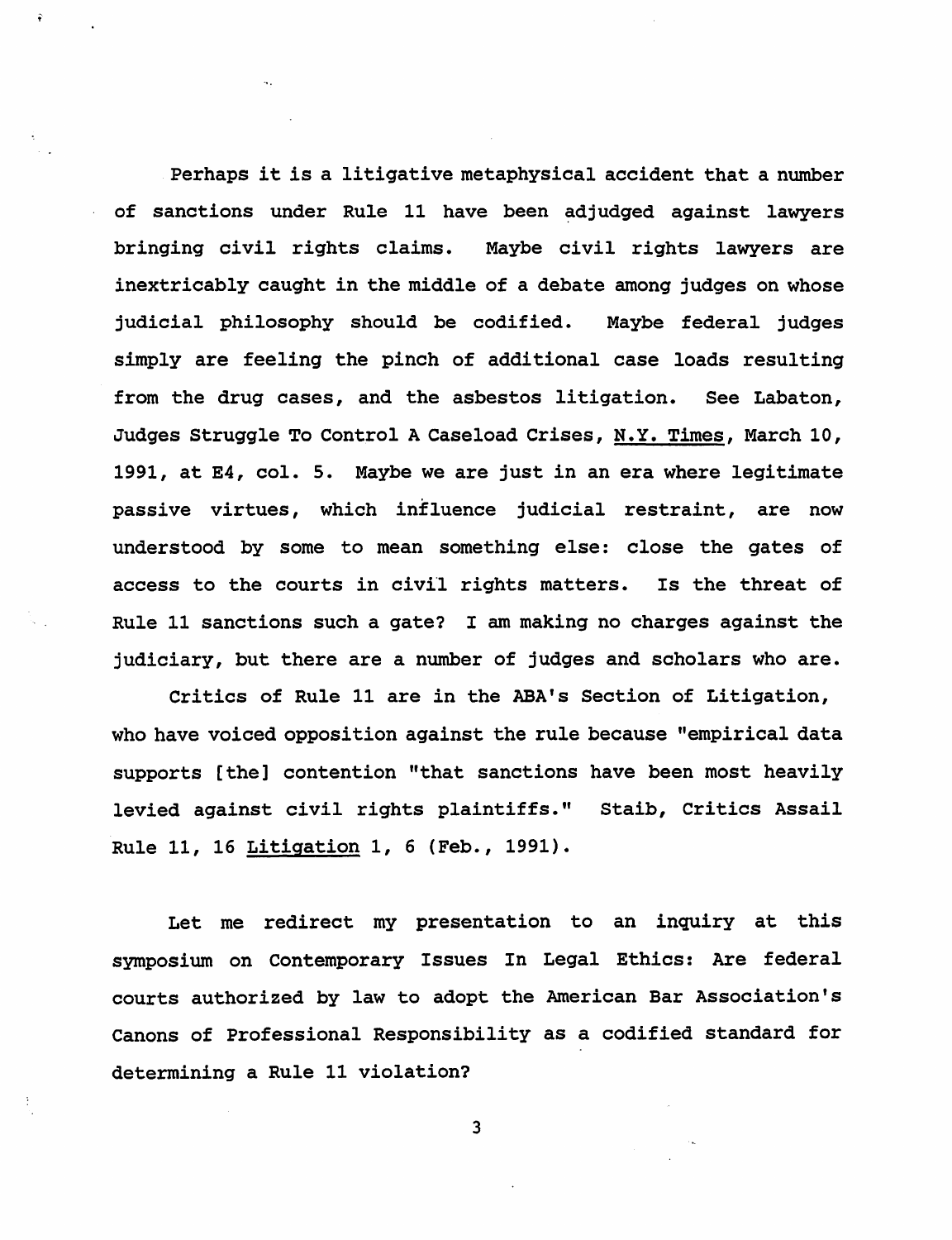Perhaps it is a litigative metaphysical accident that a number of sanctions under Rule 11 have been adjudged against lawyers bringing civil rights claims. Maybe civil rights lawyers are inextricably caught in the middle of a debate among judges on whose judicial philosophy should be codified. Maybe federal judges simply are feeling the pinch of additional case loads resulting from the drug cases, and the asbestos litigation. See Labaton, Judges Struggle To Control A Caseload Crises, N.Y. Times, March 10, 1991, at E4, col. 5. Maybe we are just in an era where legitimate passive virtues, which influence judicial restraint, are now understood by some to mean something else: close the gates of access to the courts in civil rights matters. Is the threat of Rule 11 sanctions such a gate? I am making no charges against the judiciary, but there are a number of judges and scholars who are.

Critics of Rule 11 are in the ABA's Section of Litigation, who have voiced opposition against the rule because "empirical data supports [the] contention "that sanctions have been most heavily levied against civil rights plaintiffs." Staib, Critics Assail Rule 11, 16 Litigation 1, 6 (Feb., 1991).

Let me redirect my presentation to an inquiry at this symposium on Contemporary Issues In Legal Ethics: Are federal courts authorized by law to adopt the American Bar Association's Canons of Professional Responsibility as a codified standard for determining a Rule 11 violation?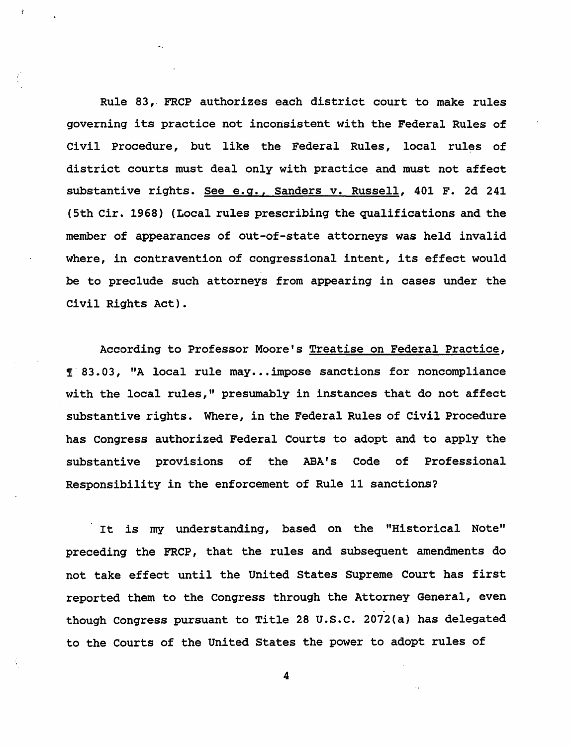Rule 83, FRCP authorizes each district court to make rules governing its practice not inconsistent with the Federal Rules of Civil Procedure, but like the Federal Rules, local rules of district courts must deal only with practice and must not affect substantive rights. See e.g., Sanders v. Russell, 401 F. 2d 241 (5th Cir. 1968) (Local rules prescribing the qualifications and the member of appearances of out-of-state attorneys was held invalid where, in contravention of congressional intent, its effect would be to preclude such attorneys from appearing in cases under the Civil Rights Act).

According to Professor Moore's Treatise on Federal Practice, ¶ 83.03, "A local rule may...impose sanctions for noncompliance with the local rules," presumably in instances that do not affect substantive rights. Where, in the Federal Rules of Civil Procedure has Congress authorized Federal Courts to adopt and to apply the substantive provisions of the ABA's Code of Professional Responsibility in the enforcement of Rule 11 sanctions?

It is my understanding, based on the "Historical Note" preceding the FRCP, that the rules and subsequent amendments do not take effect until the United States Supreme Court has first reported them to the Congress through the Attorney General, even though Congress pursuant to Title 28 U.S.C. 2072(a) has delegated to the Courts of the United States the power to adopt rules of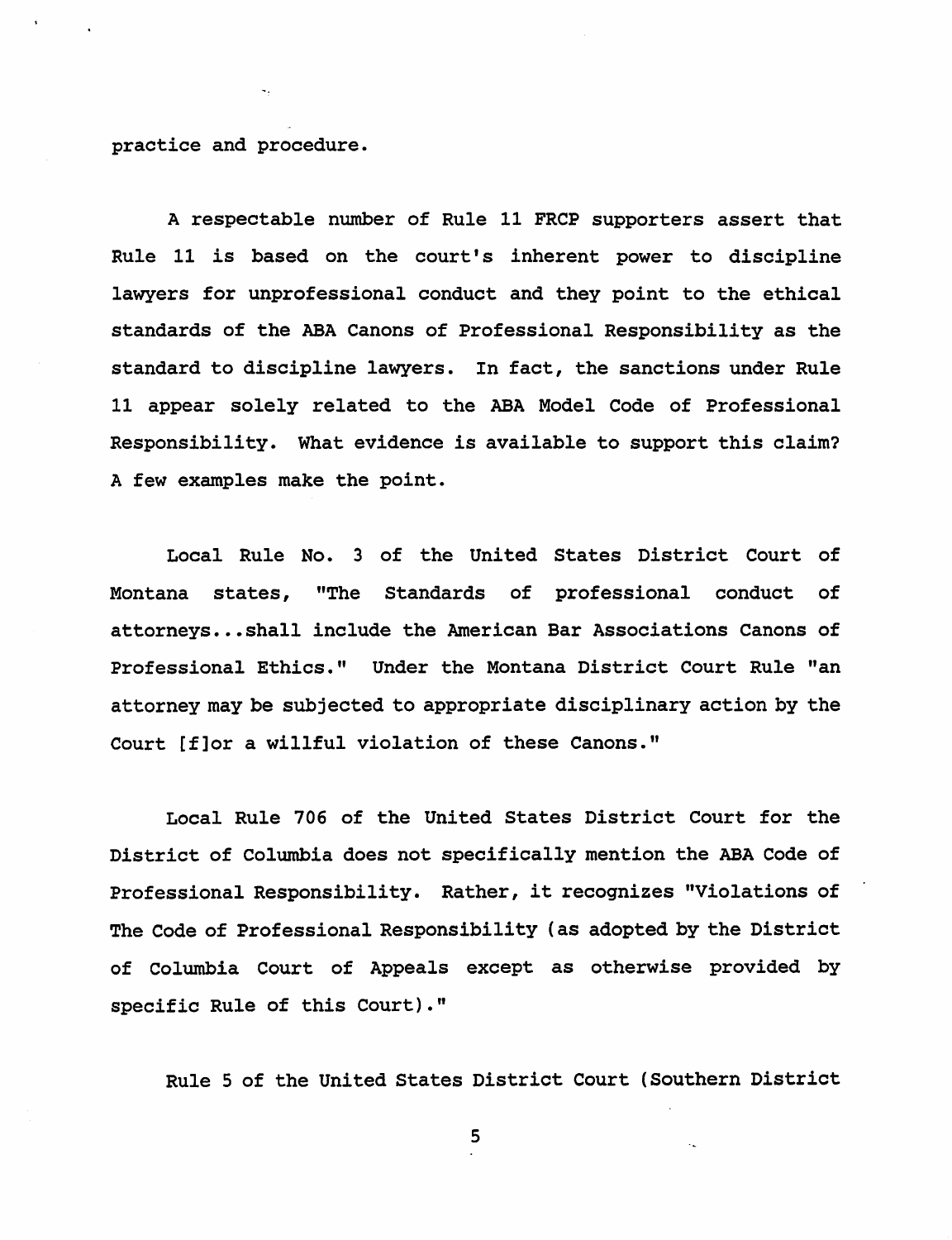practice and procedure.

A respectable number of Rule 11 FRCP supporters assert that Rule 11 is based on the court's inherent power to discipline lawyers for unprofessional conduct and they point to the ethical standards of the ABA Canons of Professional Responsibility as the standard to discipline lawyers. In fact, the sanctions under Rule 11 appear solely related to the ABA Model Code of Professional Responsibility. What evidence is available to support this claim? A few examples make the point.

Local Rule No. 3 of the United States District Court of Montana states, "The Standards of professional conduct of attorneys...shall include the American Bar Associations Canons of Professional Ethics." Under the Montana District Court Rule "an attorney may be subjected to appropriate disciplinary action by the Court [f]or a willful violation of these Canons."

Local Rule 706 of the United States District Court for the District of Columbia does not specifically mention the ABA Code of Professional Responsibility. Rather, it recognizes "Violations of The Code of Professional Responsibility (as adopted by the District of Columbia Court of Appeals except as otherwise provided by specific Rule of this Court)."

Rule 5 of the United States District Court (Southern District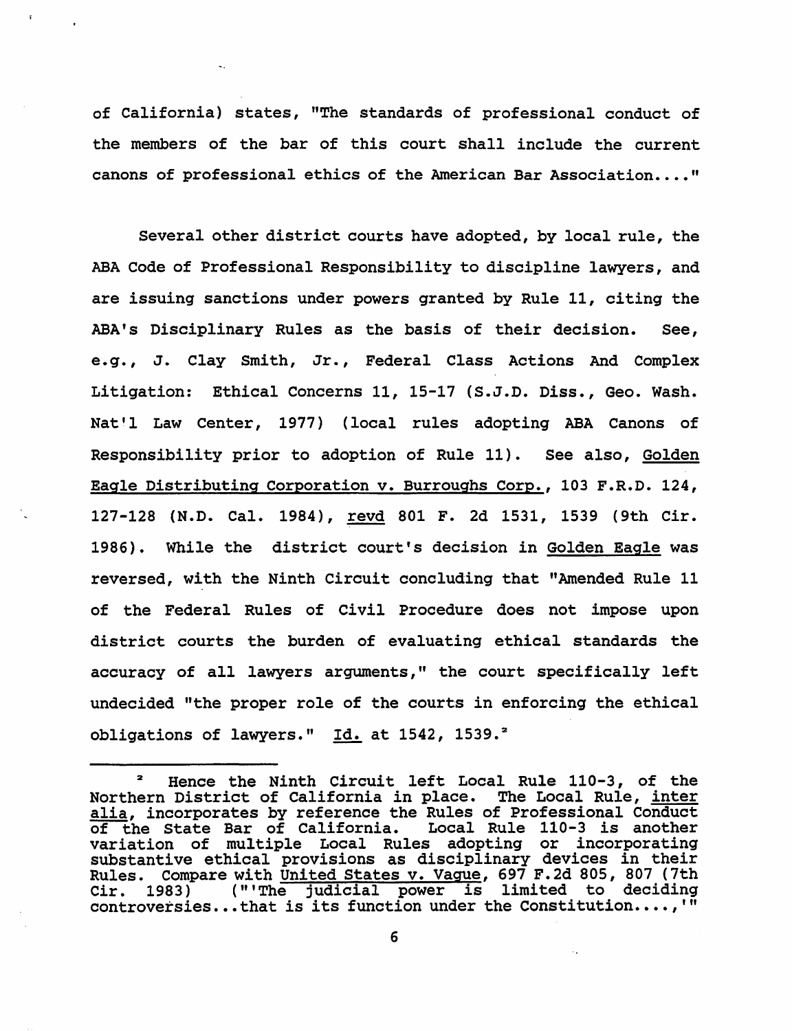of California) states, "The standards of professional conduct of the members of the bar of this court shall include the current canons of professional ethics of the American Bar Association...."

Several other district courts have adopted, by local rule, the ABA Code of Professional Responsibility to discipline lawyers, and are issuing sanctions under powers granted by Rule 11, citing the ABA's Disciplinary Rules as the basis of their decision. See, e.g., J. Clay Smith, Jr., Federal Class Actions And Complex Litigation: Ethical Concerns 11, 15-17 (S.J.D. Diss., Geo. Wash. Nat'l Law Center, 1977) (local rules adopting ABA Canons of Responsibility prior to adoption of Rule 11). See also, Golden Eagle Distributing Corporation v. Burroughs Corp., 103 F.R.D. 124, 127-128 (N.D. Cal. 1984), revd 801 F. 2d 1531, 1539 (9th Cir. 1986). While the district court's decision in Golden Eagle was reversed, with the Ninth Circuit concluding that "Amended Rule 11 of the Federal Rules of Civil Procedure does not impose upon district courts the burden of evaluating ethical standards the accuracy of all lawyers arguments," the court specifically left undecided "the proper role of the courts in enforcing the ethical obligations of lawyers." Id. at 1542, 1539.[2]

---

[2] Hence the Ninth Circuit left Local Rule 110-3, of the Northern District of California in place. The Local Rule, inter alia, incorporates by reference the Rules of Professional Conduct of the State Bar of California. Local Rule 110-3 is another variation of multiple Local Rules adopting or incorporating substantive ethical provisions as disciplinary devices in their Rules. Compare with United States v. Vague, 697 F.2d 805, 807 (7th Cir. 1983) ("'The judicial power is limited to deciding controversies...that is its function under the Constitution....,'"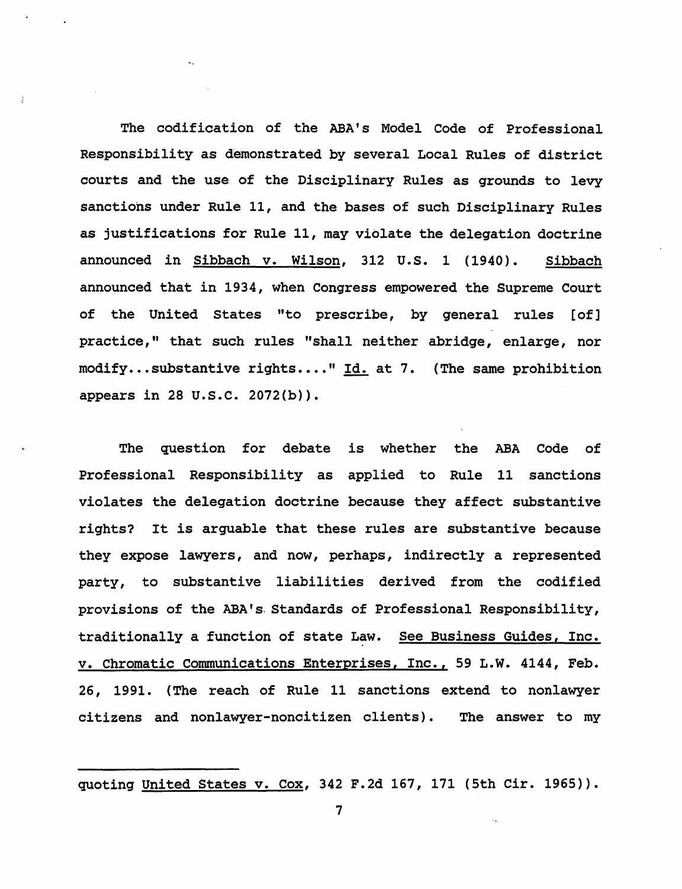The codification of the ABA's Model Code of Professional Responsibility as demonstrated by several Local Rules of district courts and the use of the Disciplinary Rules as grounds to levy sanctions under Rule 11, and the bases of such Disciplinary Rules as justifications for Rule 11, may violate the delegation doctrine announced in Sibbach v. Wilson, 312 U.S. 1 (1940). Sibbach announced that in 1934, when Congress empowered the Supreme Court of the United States "to prescribe, by general rules [of] practice," that such rules "shall neither abridge, enlarge, nor modify...substantive rights...." Id. at 7. (The same prohibition appears in 28 U.S.C. 2072(b)).

The question for debate is whether the ABA Code of Professional Responsibility as applied to Rule 11 sanctions violates the delegation doctrine because they affect substantive rights? It is arguable that these rules are substantive because they expose lawyers, and now, perhaps, indirectly a represented party, to substantive liabilities derived from the codified provisions of the ABA's Standards of Professional Responsibility, traditionally a function of state Law. See Business Guides, Inc. v. Chromatic Communications Enterprises, Inc., 59 L.W. 4144, Feb. 26, 1991. (The reach of Rule 11 sanctions extend to nonlawyer citizens and nonlawyer-noncitizen clients). The answer to my

---

quoting United States v. Cox, 342 F.2d 167, 171 (5th Cir. 1965)).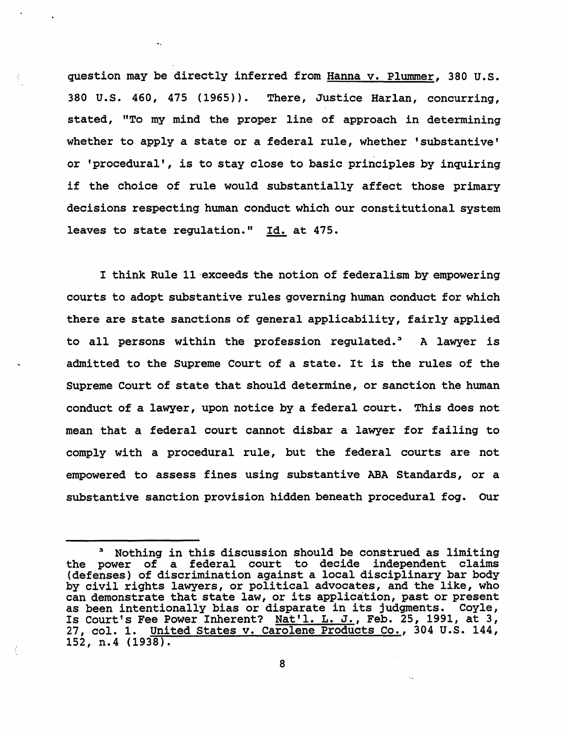question may be directly inferred from Hanna v. Plummer, 380 U.S. 380 U.S. 460, 475 (1965)). There, Justice Harlan, concurring, stated, "To my mind the proper line of approach in determining whether to apply a state or a federal rule, whether 'substantive' or 'procedural', is to stay close to basic principles by inquiring if the choice of rule would substantially affect those primary decisions respecting human conduct which our constitutional system leaves to state regulation." Id. at 475.

I think Rule 11 exceeds the notion of federalism by empowering courts to adopt substantive rules governing human conduct for which there are state sanctions of general applicability, fairly applied to all persons within the profession regulated.[3] A lawyer is admitted to the Supreme Court of a state. It is the rules of the Supreme Court of state that should determine, or sanction the human conduct of a lawyer, upon notice by a federal court. This does not mean that a federal court cannot disbar a lawyer for failing to comply with a procedural rule, but the federal courts are not empowered to assess fines using substantive ABA Standards, or a substantive sanction provision hidden beneath procedural fog. Our

---

[3] Nothing in this discussion should be construed as limiting the power of a federal court to decide independent claims (defenses) of discrimination against a local disciplinary bar body by civil rights lawyers, or political advocates, and the like, who can demonstrate that state law, or its application, past or present as been intentionally bias or disparate in its judgments. Coyle, Is Court's Fee Power Inherent? Nat'l. L. J., Feb. 25, 1991, at 3, 27, col. 1. United States v. Carolene Products Co., 304 U.S. 144, 152, n.4 (1938).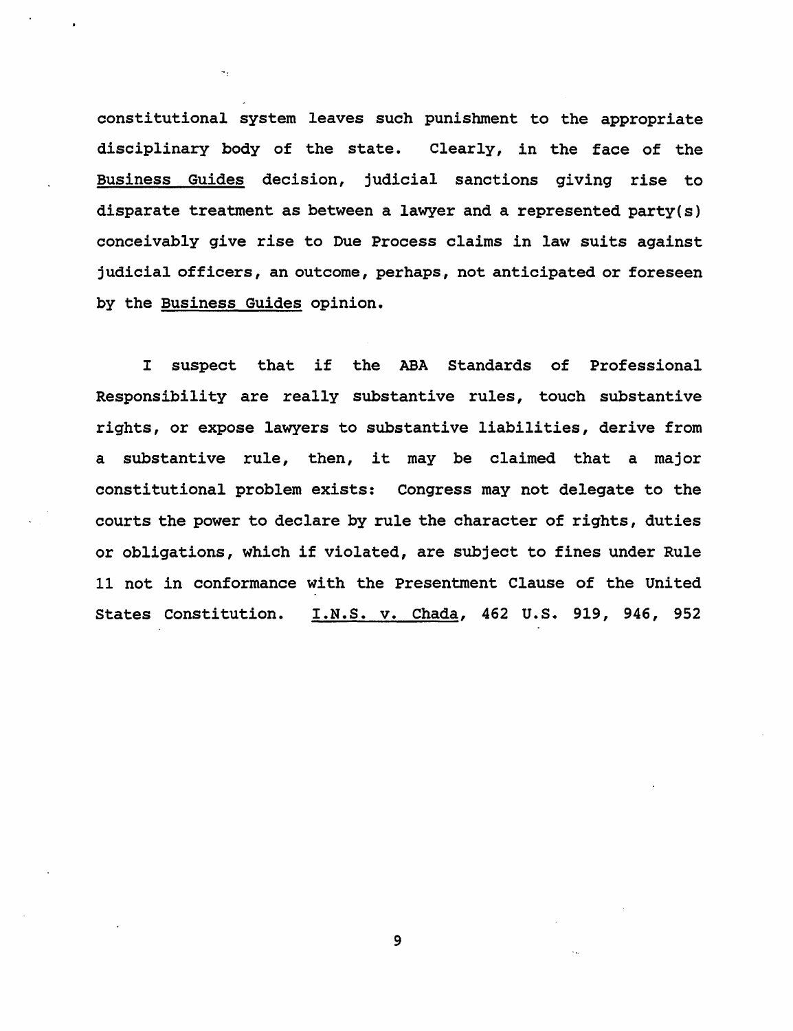constitutional system leaves such punishment to the appropriate disciplinary body of the state. Clearly, in the face of the Business Guides decision, judicial sanctions giving rise to disparate treatment as between a lawyer and a represented party(s) conceivably give rise to Due Process claims in law suits against judicial officers, an outcome, perhaps, not anticipated or foreseen by the Business Guides opinion.

I suspect that if the ABA Standards of Professional Responsibility are really substantive rules, touch substantive rights, or expose lawyers to substantive liabilities, derive from a substantive rule, then, it may be claimed that a major constitutional problem exists: Congress may not delegate to the courts the power to declare by rule the character of rights, duties or obligations, which if violated, are subject to fines under Rule 11 not in conformance with the Presentment Clause of the United States Constitution. I.N.S. v. Chada, 462 U.S. 919, 946, 952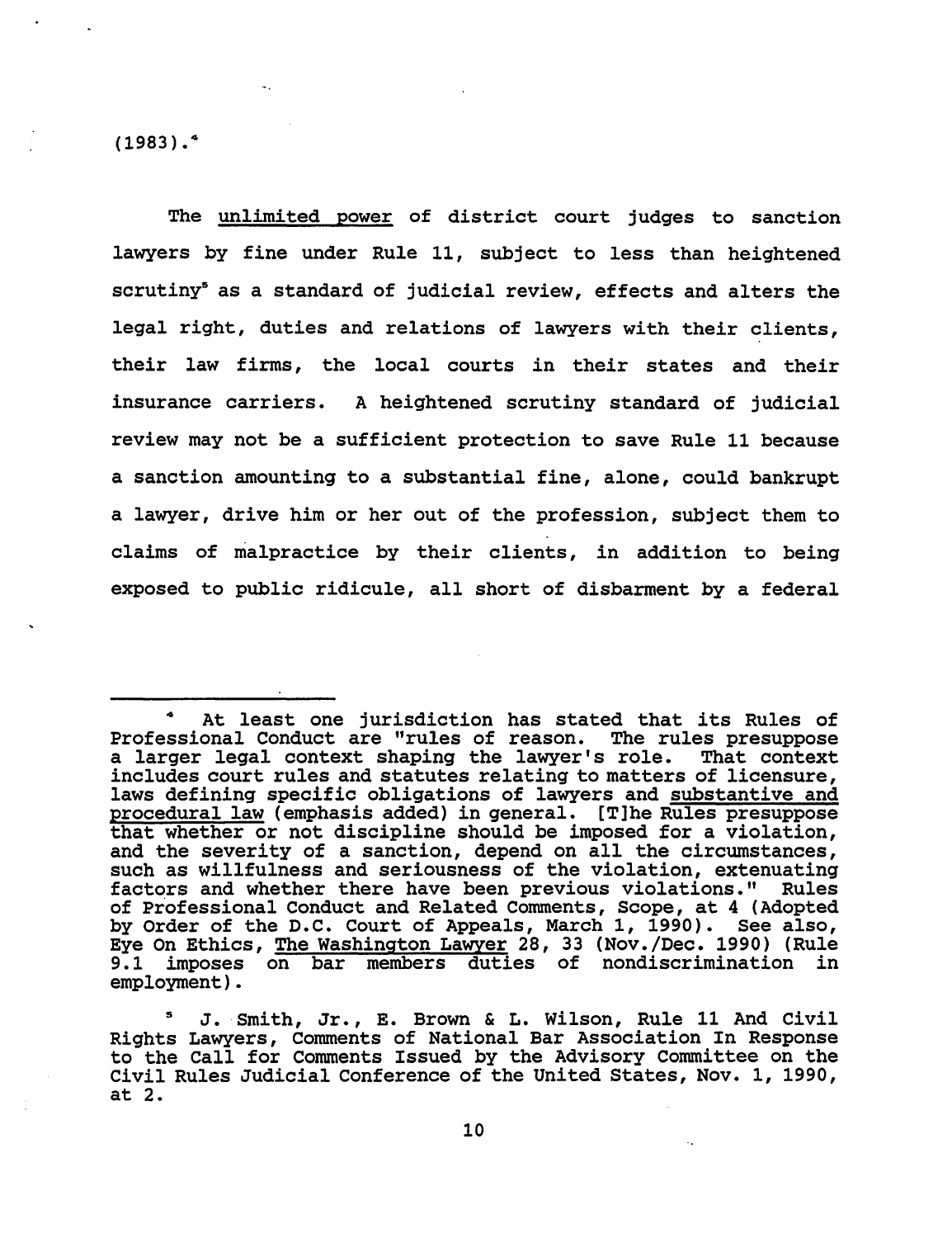(1983).[4]

The unlimited power of district court judges to sanction lawyers by fine under Rule 11, subject to less than heightened scrutiny[5] as a standard of judicial review, effects and alters the legal right, duties and relations of lawyers with their clients, their law firms, the local courts in their states and their insurance carriers. A heightened scrutiny standard of judicial review may not be a sufficient protection to save Rule 11 because a sanction amounting to a substantial fine, alone, could bankrupt a lawyer, drive him or her out of the profession, subject them to claims of malpractice by their clients, in addition to being exposed to public ridicule, all short of disbarment by a federal

---

[4] At least one jurisdiction has stated that its Rules of Professional Conduct are "rules of reason. The rules presuppose a larger legal context shaping the lawyer's role. That context includes court rules and statutes relating to matters of licensure, laws defining specific obligations of lawyers and substantive and procedural law (emphasis added) in general. [T]he Rules presuppose that whether or not discipline should be imposed for a violation, and the severity of a sanction, depend on all the circumstances, such as willfulness and seriousness of the violation, extenuating factors and whether there have been previous violations." Rules of Professional Conduct and Related Comments, Scope, at 4 (Adopted by Order of the D.C. Court of Appeals, March 1, 1990). See also, Eye On Ethics, The Washington Lawyer 28, 33 (Nov./Dec. 1990) (Rule 9.1 imposes on bar members duties of nondiscrimination in employment).

[5] J. Smith, Jr., E. Brown & L. Wilson, Rule 11 And Civil Rights Lawyers, Comments of National Bar Association In Response to the Call for Comments Issued by the Advisory Committee on the Civil Rules Judicial Conference of the United States, Nov. 1, 1990, at 2.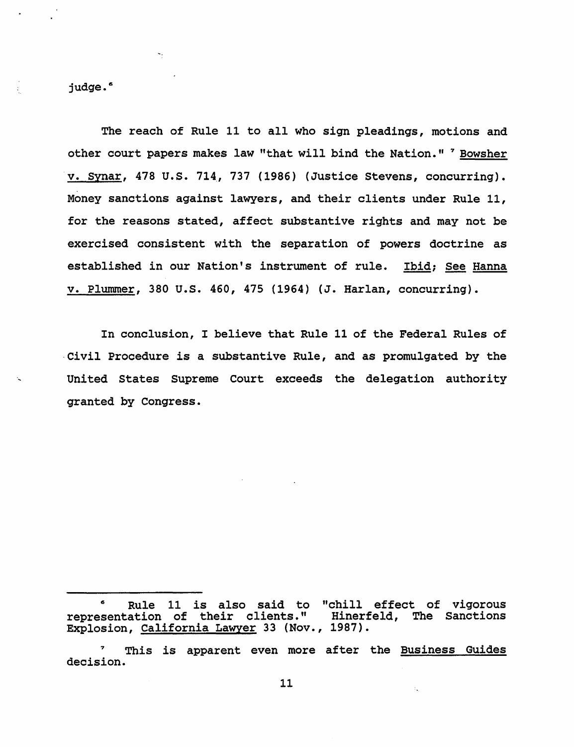judge.[6]

The reach of Rule 11 to all who sign pleadings, motions and other court papers makes law "that will bind the Nation." [7] Bowsher v. Synar, 478 U.S. 714, 737 (1986) (Justice Stevens, concurring). Money sanctions against lawyers, and their clients under Rule 11, for the reasons stated, affect substantive rights and may not be exercised consistent with the separation of powers doctrine as established in our Nation's instrument of rule. Ibid; See Hanna v. Plummer, 380 U.S. 460, 475 (1964) (J. Harlan, concurring).

In conclusion, I believe that Rule 11 of the Federal Rules of Civil Procedure is a substantive Rule, and as promulgated by the United States Supreme Court exceeds the delegation authority granted by Congress.

---

[6] Rule 11 is also said to "chill effect of vigorous representation of their clients." Hinerfeld, The Sanctions Explosion, *California Lawyer* 33 (Nov., 1987).

[7] This is apparent even more after the Business Guides decision.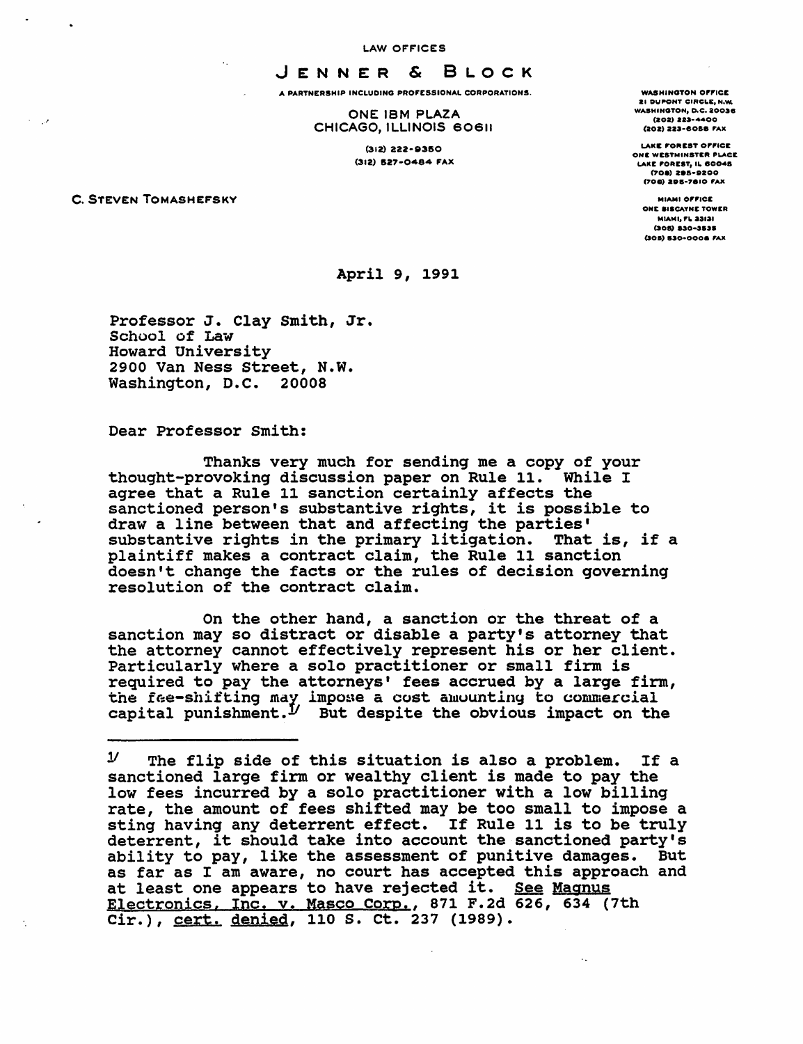LAW OFFICES

# JENNER & BLOCK

A PARTNERSHIP INCLUDING PROFESSIONAL CORPORATIONS.

ONE IBM PLAZA
CHICAGO, ILLINOIS 60611

(312) 222-9350
(312) 527-0484 FAX

WASHINGTON OFFICE
21 DUPONT CIRCLE, N.W.
WASHINGTON, D.C. 20036
(202) 223-4400
(202) 223-6058 FAX

LAKE FOREST OFFICE
ONE WESTMINSTER PLACE
LAKE FOREST, IL 60045
(708) 295-9200
(708) 295-7810 FAX

MIAMI OFFICE
ONE BISCAYNE TOWER
MIAMI, FL 33131
(305) 530-3535
(305) 530-0008 FAX

C. STEVEN TOMASHEFSKY

April 9, 1991

Professor J. Clay Smith, Jr.
School of Law
Howard University
2900 Van Ness Street, N.W.
Washington, D.C. 20008

Dear Professor Smith:

Thanks very much for sending me a copy of your thought-provoking discussion paper on Rule 11. While I agree that a Rule 11 sanction certainly affects the sanctioned person's substantive rights, it is possible to draw a line between that and affecting the parties' substantive rights in the primary litigation. That is, if a plaintiff makes a contract claim, the Rule 11 sanction doesn't change the facts or the rules of decision governing resolution of the contract claim.

On the other hand, a sanction or the threat of a sanction may so distract or disable a party's attorney that the attorney cannot effectively represent his or her client. Particularly where a solo practitioner or small firm is required to pay the attorneys' fees accrued by a large firm, the fee-shifting may impose a cost amounting to commercial capital punishment.[1] But despite the obvious impact on the

---

[1] The flip side of this situation is also a problem. If a sanctioned large firm or wealthy client is made to pay the low fees incurred by a solo practitioner with a low billing rate, the amount of fees shifted may be too small to impose a sting having any deterrent effect. If Rule 11 is to be truly deterrent, it should take into account the sanctioned party's ability to pay, like the assessment of punitive damages. But as far as I am aware, no court has accepted this approach and at least one appears to have rejected it. See Magnus Electronics, Inc. v. Masco Corp., 871 F.2d 626, 634 (7th Cir.), cert. denied, 110 S. Ct. 237 (1989).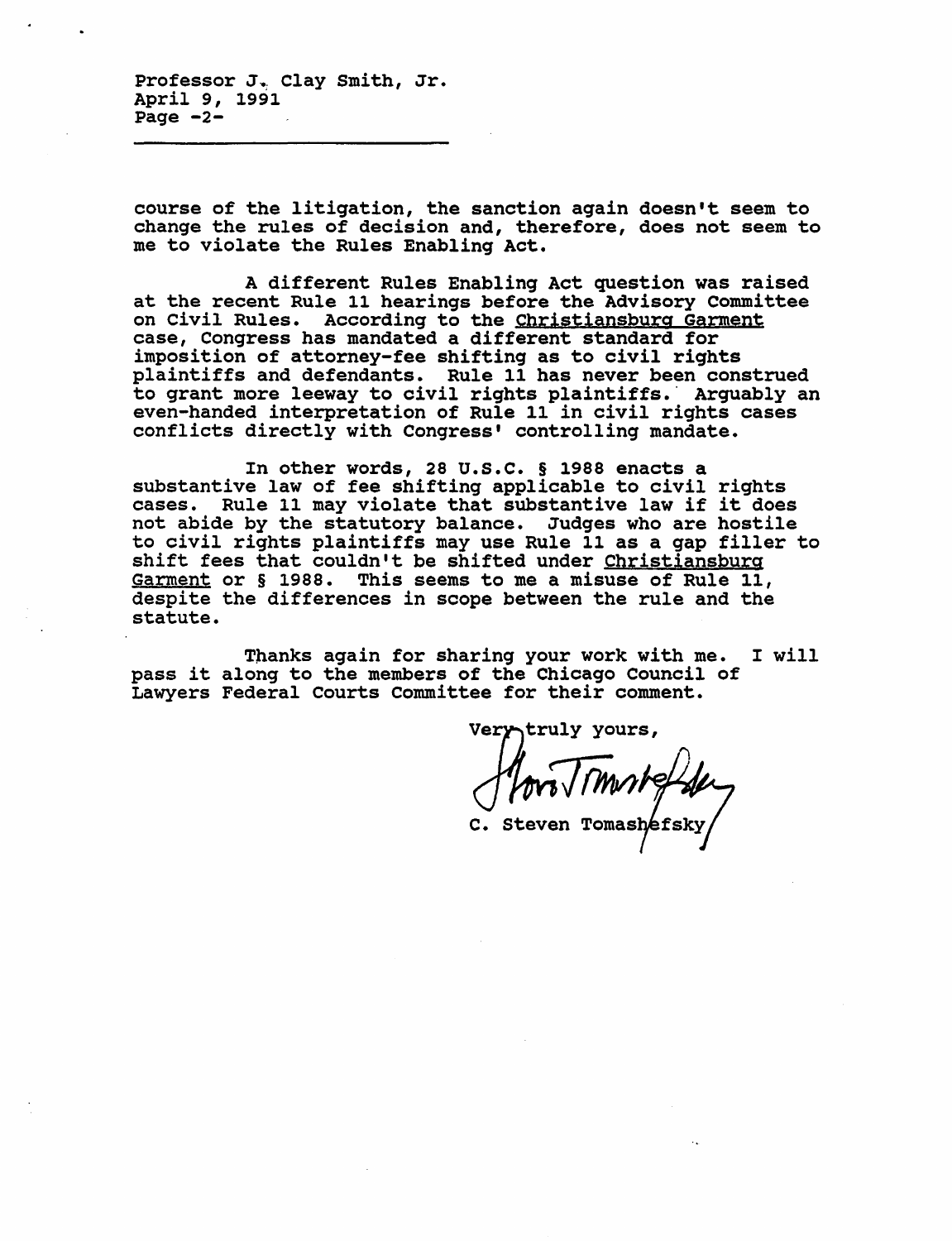Professor J. Clay Smith, Jr.
April 9, 1991
Page -2-

---

course of the litigation, the sanction again doesn't seem to change the rules of decision and, therefore, does not seem to me to violate the Rules Enabling Act.

A different Rules Enabling Act question was raised at the recent Rule 11 hearings before the Advisory Committee on Civil Rules. According to the Christiansburg Garment case, Congress has mandated a different standard for imposition of attorney-fee shifting as to civil rights plaintiffs and defendants. Rule 11 has never been construed to grant more leeway to civil rights plaintiffs. Arguably an even-handed interpretation of Rule 11 in civil rights cases conflicts directly with Congress' controlling mandate.

In other words, 28 U.S.C. § 1988 enacts a substantive law of fee shifting applicable to civil rights cases. Rule 11 may violate that substantive law if it does not abide by the statutory balance. Judges who are hostile to civil rights plaintiffs may use Rule 11 as a gap filler to shift fees that couldn't be shifted under Christiansburg Garment or § 1988. This seems to me a misuse of Rule 11, despite the differences in scope between the rule and the statute.

Thanks again for sharing your work with me. I will pass it along to the members of the Chicago Council of Lawyers Federal Courts Committee for their comment.

Very truly yours,

C. Steven Tomashefsky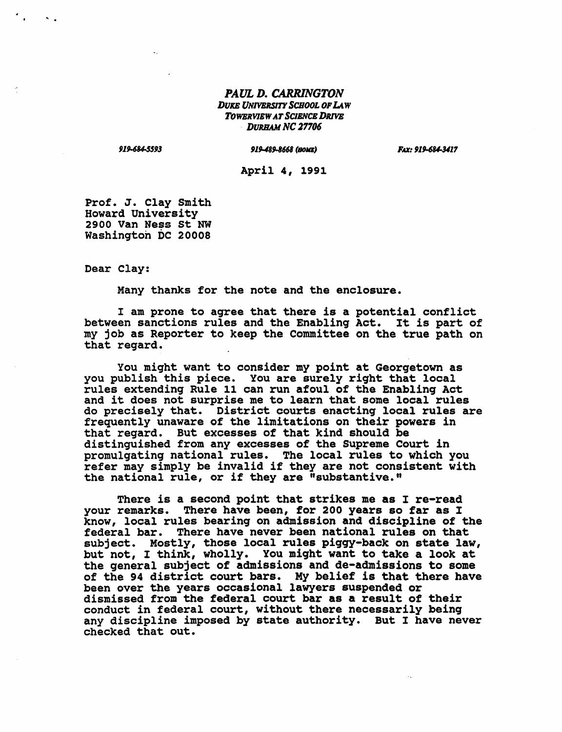*PAUL D. CARRINGTON*
*DUKE UNIVERSITY SCHOOL OF LAW*
*TOWERVIEW AT SCIENCE DRIVE*
*DURHAM NC 27706*

*919-684-5593* *919-489-8668 (HOME)* *FAX: 919-684-3417*

April 4, 1991

Prof. J. Clay Smith
Howard University
2900 Van Ness St NW
Washington DC 20008

Dear Clay:

Many thanks for the note and the enclosure.

I am prone to agree that there is a potential conflict between sanctions rules and the Enabling Act. It is part of my job as Reporter to keep the Committee on the true path on that regard.

You might want to consider my point at Georgetown as you publish this piece. You are surely right that local rules extending Rule 11 can run afoul of the Enabling Act and it does not surprise me to learn that some local rules do precisely that. District courts enacting local rules are frequently unaware of the limitations on their powers in that regard. But excesses of that kind should be distinguished from any excesses of the Supreme Court in promulgating national rules. The local rules to which you refer may simply be invalid if they are not consistent with the national rule, or if they are "substantive."

There is a second point that strikes me as I re-read your remarks. There have been, for 200 years so far as I know, local rules bearing on admission and discipline of the federal bar. There have never been national rules on that subject. Mostly, those local rules piggy-back on state law, but not, I think, wholly. You might want to take a look at the general subject of admissions and de-admissions to some of the 94 district court bars. My belief is that there have been over the years occasional lawyers suspended or dismissed from the federal court bar as a result of their conduct in federal court, without there necessarily being any discipline imposed by state authority. But I have never checked that out.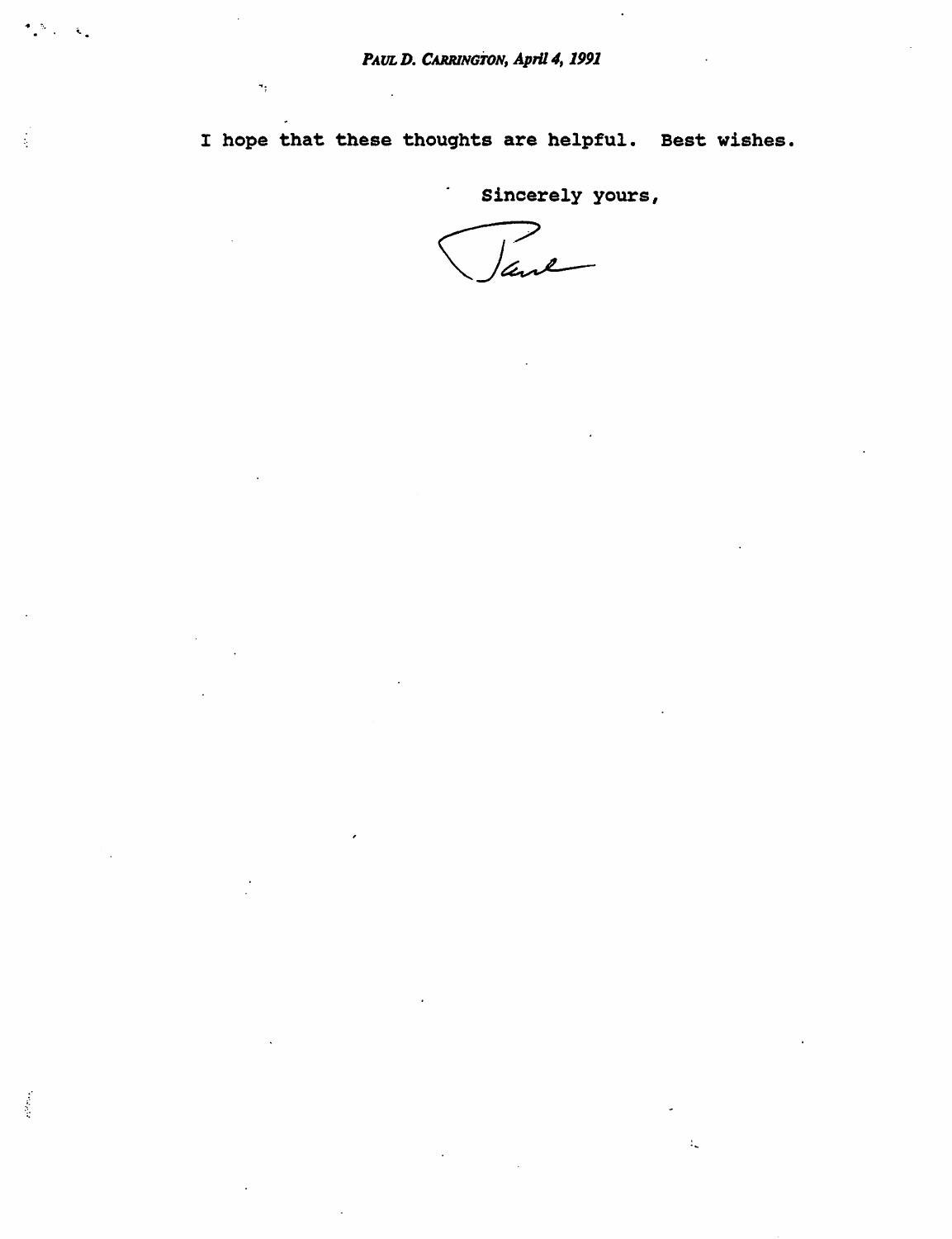I hope that these thoughts are helpful. Best wishes.

Sincerely yours,

Paul